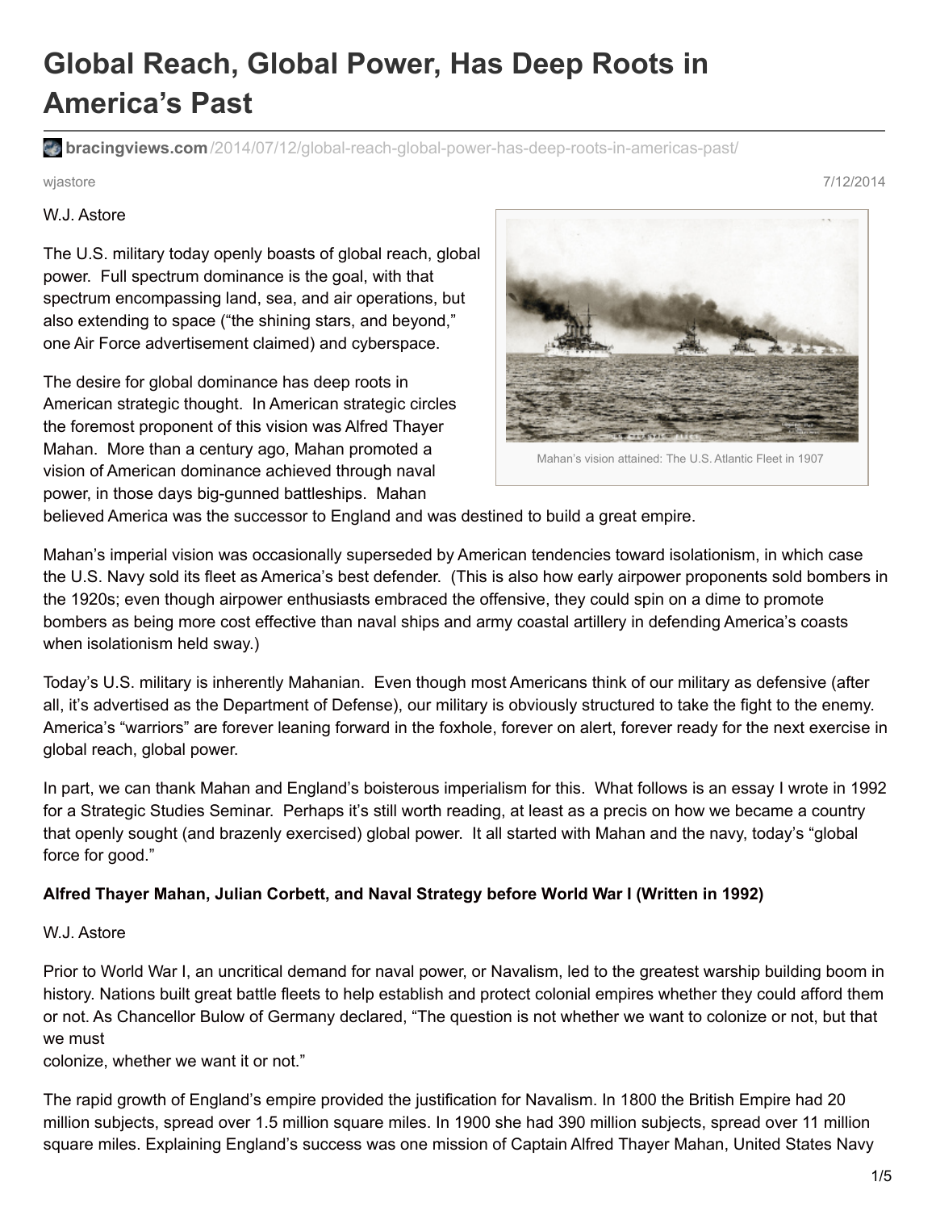# Global Reach, Global Power, Has Deep Roots in America's Past

bracingviews.com/2014/07/12/global-reach-global-power-has-deep-roots-in-americas-past/

wjastore 7/12/2014

W.J. Astore

The U.S. military today openly boasts of global reach, global power. Full spectrum dominance is the goal, with that spectrum encompassing land, sea, and air operations, but also extending to space ("the shining stars, and beyond," one Air Force advertisement claimed) and cyberspace.

The desire for global dominance has deep roots in American strategic thought. In American strategic circles the foremost proponent of this vision was Alfred Thayer Mahan. More than a century ago, Mahan promoted a vision of American dominance achieved through naval power, in those days big-gunned battleships. Mahan believed America was the successor to England and was destined to build a great empire.

Mahan's vision attained: The U.S. Atlantic Fleet in 1907

Mahan's imperial vision was occasionally superseded by American tendencies toward isolationism, in which case the U.S. Navy sold its fleet as America's best defender. (This is also how early airpower proponents sold bombers in the 1920s; even though airpower enthusiasts embraced the offensive, they could spin on a dime to promote bombers as being more cost effective than naval ships and army coastal artillery in defending America's coasts when isolationism held sway.)

Today's U.S. military is inherently Mahanian. Even though most Americans think of our military as defensive (after all, it's advertised as the Department of Defense), our military is obviously structured to take the fight to the enemy. America's "warriors" are forever leaning forward in the foxhole, forever on alert, forever ready for the next exercise in global reach, global power.

In part, we can thank Mahan and England's boisterous imperialism for this. What follows is an essay I wrote in 1992 for a Strategic Studies Seminar. Perhaps it's still worth reading, at least as a precis on how we became a country that openly sought (and brazenly exercised) global power. It all started with Mahan and the navy, today's "global force for good."

**Alfred Thayer Mahan, Julian Corbett, and Naval Strategy before World War I (Written in 1992)**

W.J. Astore

Prior to World War I, an uncritical demand for naval power, or Navalism, led to the greatest warship building boom in history. Nations built great battle fleets to help establish and protect colonial empires whether they could afford them or not. As Chancellor Bulow of Germany declared, "The question is not whether we want to colonize or not, but that we must colonize, whether we want it or not."

The rapid growth of England's empire provided the justification for Navalism. In 1800 the British Empire had 20 million subjects, spread over 1.5 million square miles. In 1900 she had 390 million subjects, spread over 11 million square miles. Explaining England's success was one mission of Captain Alfred Thayer Mahan, United States Navy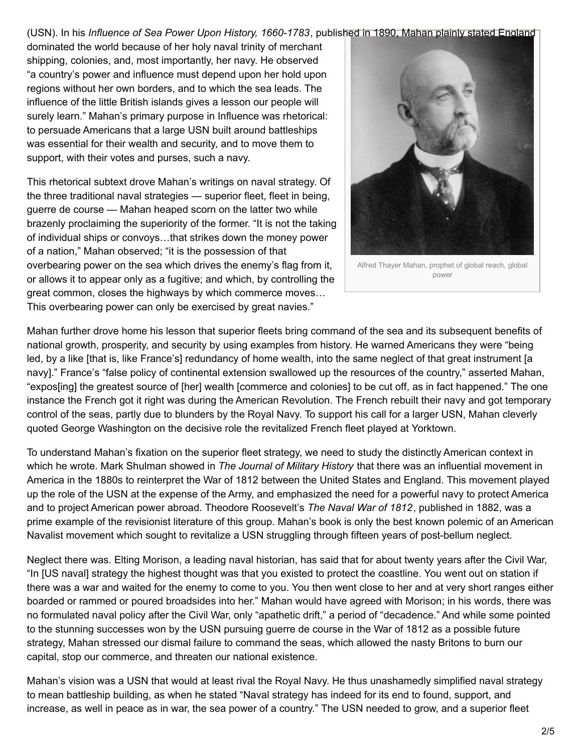(USN). In his *Influence of Sea Power Upon History, 1660-1783*, published in 1890, Mahan plainly stated England dominated the world because of her holy naval trinity of merchant shipping, colonies, and, most importantly, her navy. He observed "a country's power and influence must depend upon her hold upon regions without her own borders, and to which the sea leads. The influence of the little British islands gives a lesson our people will surely learn." Mahan's primary purpose in Influence was rhetorical: to persuade Americans that a large USN built around battleships was essential for their wealth and security, and to move them to support, with their votes and purses, such a navy.

This rhetorical subtext drove Mahan's writings on naval strategy. Of the three traditional naval strategies — superior fleet, fleet in being, guerre de course — Mahan heaped scorn on the latter two while brazenly proclaiming the superiority of the former. "It is not the taking of individual ships or convoys…that strikes down the money power of a nation," Mahan observed; "it is the possession of that overbearing power on the sea which drives the enemy's flag from it, or allows it to appear only as a fugitive; and which, by controlling the great common, closes the highways by which commerce moves… This overbearing power can only be exercised by great navies."

Alfred Thayer Mahan, prophet of global reach, global power

Mahan further drove home his lesson that superior fleets bring command of the sea and its subsequent benefits of national growth, prosperity, and security by using examples from history. He warned Americans they were "being led, by a like [that is, like France's] redundancy of home wealth, into the same neglect of that great instrument [a navy]." France's "false policy of continental extension swallowed up the resources of the country," asserted Mahan, "expos[ing] the greatest source of [her] wealth [commerce and colonies] to be cut off, as in fact happened." The one instance the French got it right was during the American Revolution. The French rebuilt their navy and got temporary control of the seas, partly due to blunders by the Royal Navy. To support his call for a larger USN, Mahan cleverly quoted George Washington on the decisive role the revitalized French fleet played at Yorktown.

To understand Mahan's fixation on the superior fleet strategy, we need to study the distinctly American context in which he wrote. Mark Shulman showed in *The Journal of Military History* that there was an influential movement in America in the 1880s to reinterpret the War of 1812 between the United States and England. This movement played up the role of the USN at the expense of the Army, and emphasized the need for a powerful navy to protect America and to project American power abroad. Theodore Roosevelt's *The Naval War of 1812*, published in 1882, was a prime example of the revisionist literature of this group. Mahan's book is only the best known polemic of an American Navalist movement which sought to revitalize a USN struggling through fifteen years of post-bellum neglect.

Neglect there was. Elting Morison, a leading naval historian, has said that for about twenty years after the Civil War, "In [US naval] strategy the highest thought was that you existed to protect the coastline. You went out on station if there was a war and waited for the enemy to come to you. You then went close to her and at very short ranges either boarded or rammed or poured broadsides into her." Mahan would have agreed with Morison; in his words, there was no formulated naval policy after the Civil War, only "apathetic drift," a period of "decadence." And while some pointed to the stunning successes won by the USN pursuing guerre de course in the War of 1812 as a possible future strategy, Mahan stressed our dismal failure to command the seas, which allowed the nasty Britons to burn our capital, stop our commerce, and threaten our national existence.

Mahan's vision was a USN that would at least rival the Royal Navy. He thus unashamedly simplified naval strategy to mean battleship building, as when he stated "Naval strategy has indeed for its end to found, support, and increase, as well in peace as in war, the sea power of a country." The USN needed to grow, and a superior fleet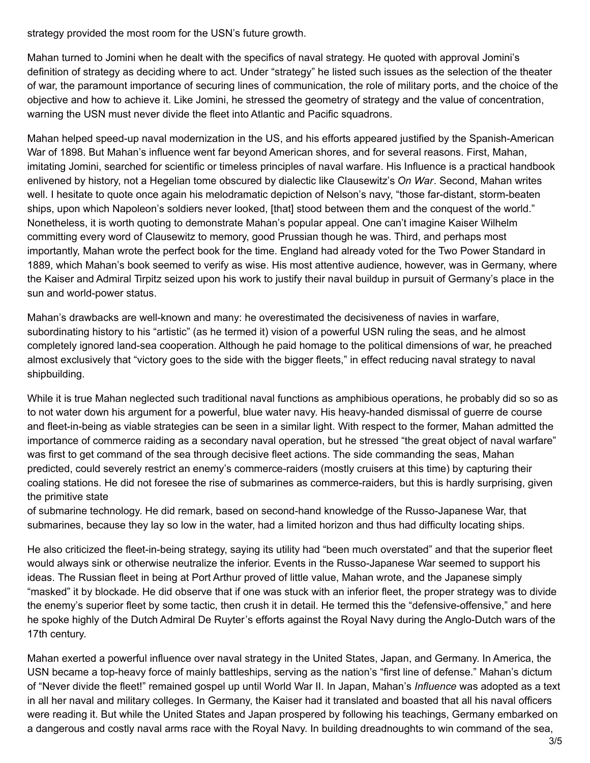strategy provided the most room for the USN's future growth.

Mahan turned to Jomini when he dealt with the specifics of naval strategy. He quoted with approval Jomini's definition of strategy as deciding where to act. Under "strategy" he listed such issues as the selection of the theater of war, the paramount importance of securing lines of communication, the role of military ports, and the choice of the objective and how to achieve it. Like Jomini, he stressed the geometry of strategy and the value of concentration, warning the USN must never divide the fleet into Atlantic and Pacific squadrons.

Mahan helped speed-up naval modernization in the US, and his efforts appeared justified by the Spanish-American War of 1898. But Mahan's influence went far beyond American shores, and for several reasons. First, Mahan, imitating Jomini, searched for scientific or timeless principles of naval warfare. His Influence is a practical handbook enlivened by history, not a Hegelian tome obscured by dialectic like Clausewitz's *On War*. Second, Mahan writes well. I hesitate to quote once again his melodramatic depiction of Nelson's navy, "those far-distant, storm-beaten ships, upon which Napoleon's soldiers never looked, [that] stood between them and the conquest of the world." Nonetheless, it is worth quoting to demonstrate Mahan's popular appeal. One can't imagine Kaiser Wilhelm committing every word of Clausewitz to memory, good Prussian though he was. Third, and perhaps most importantly, Mahan wrote the perfect book for the time. England had already voted for the Two Power Standard in 1889, which Mahan's book seemed to verify as wise. His most attentive audience, however, was in Germany, where the Kaiser and Admiral Tirpitz seized upon his work to justify their naval buildup in pursuit of Germany's place in the sun and world-power status.

Mahan's drawbacks are well-known and many: he overestimated the decisiveness of navies in warfare, subordinating history to his "artistic" (as he termed it) vision of a powerful USN ruling the seas, and he almost completely ignored land-sea cooperation. Although he paid homage to the political dimensions of war, he preached almost exclusively that "victory goes to the side with the bigger fleets," in effect reducing naval strategy to naval shipbuilding.

While it is true Mahan neglected such traditional naval functions as amphibious operations, he probably did so so as to not water down his argument for a powerful, blue water navy. His heavy-handed dismissal of guerre de course and fleet-in-being as viable strategies can be seen in a similar light. With respect to the former, Mahan admitted the importance of commerce raiding as a secondary naval operation, but he stressed "the great object of naval warfare" was first to get command of the sea through decisive fleet actions. The side commanding the seas, Mahan predicted, could severely restrict an enemy's commerce-raiders (mostly cruisers at this time) by capturing their coaling stations. He did not foresee the rise of submarines as commerce-raiders, but this is hardly surprising, given the primitive state of submarine technology. He did remark, based on second-hand knowledge of the Russo-Japanese War, that submarines, because they lay so low in the water, had a limited horizon and thus had difficulty locating ships.

He also criticized the fleet-in-being strategy, saying its utility had "been much overstated" and that the superior fleet would always sink or otherwise neutralize the inferior. Events in the Russo-Japanese War seemed to support his ideas. The Russian fleet in being at Port Arthur proved of little value, Mahan wrote, and the Japanese simply "masked" it by blockade. He did observe that if one was stuck with an inferior fleet, the proper strategy was to divide the enemy's superior fleet by some tactic, then crush it in detail. He termed this the "defensive-offensive," and here he spoke highly of the Dutch Admiral De Ruyter's efforts against the Royal Navy during the Anglo-Dutch wars of the 17th century.

Mahan exerted a powerful influence over naval strategy in the United States, Japan, and Germany. In America, the USN became a top-heavy force of mainly battleships, serving as the nation's "first line of defense." Mahan's dictum of "Never divide the fleet!" remained gospel up until World War II. In Japan, Mahan's *Influence* was adopted as a text in all her naval and military colleges. In Germany, the Kaiser had it translated and boasted that all his naval officers were reading it. But while the United States and Japan prospered by following his teachings, Germany embarked on a dangerous and costly naval arms race with the Royal Navy. In building dreadnoughts to win command of the sea,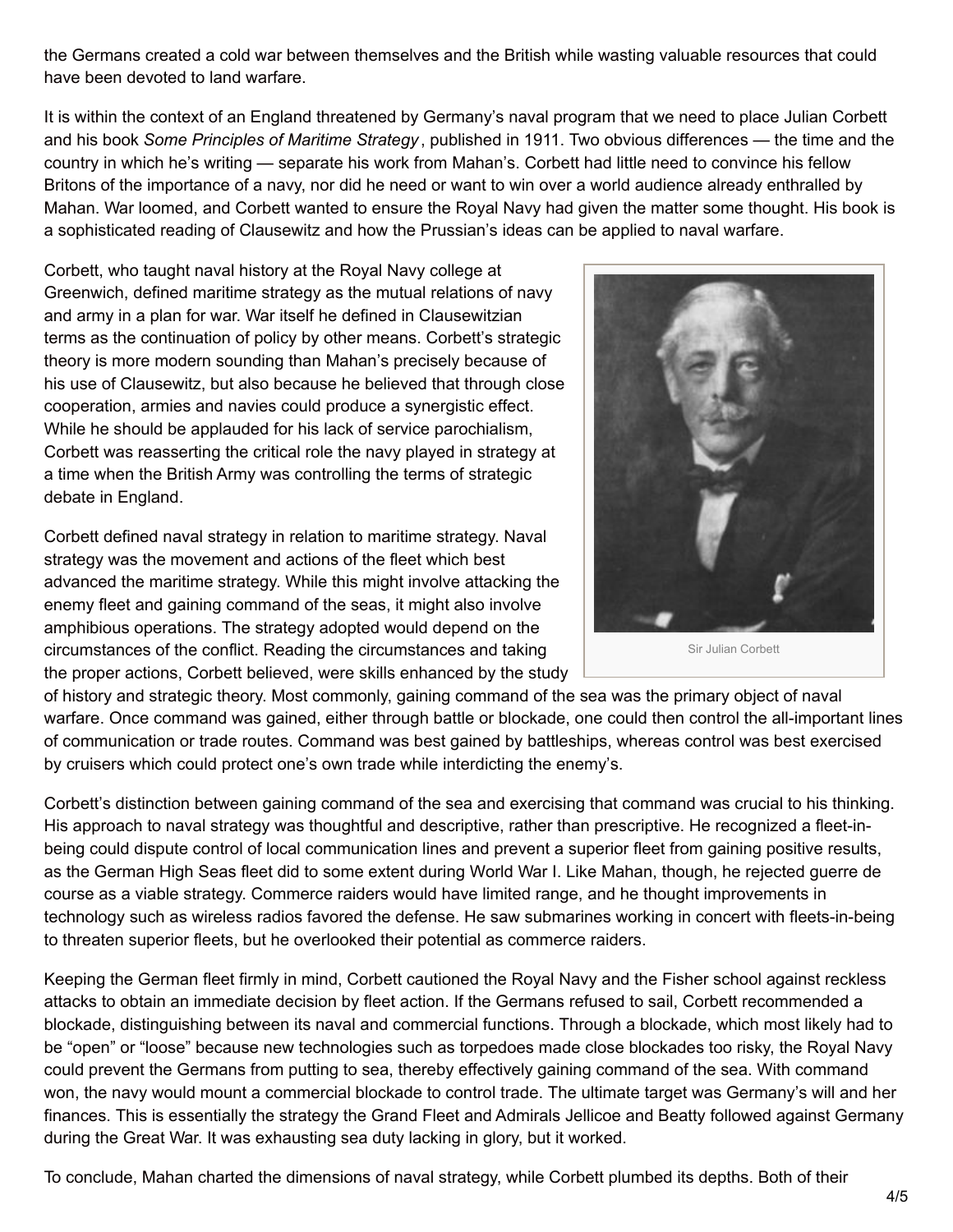the Germans created a cold war between themselves and the British while wasting valuable resources that could have been devoted to land warfare.

It is within the context of an England threatened by Germany's naval program that we need to place Julian Corbett and his book *Some Principles of Maritime Strategy*, published in 1911. Two obvious differences — the time and the country in which he's writing — separate his work from Mahan's. Corbett had little need to convince his fellow Britons of the importance of a navy, nor did he need or want to win over a world audience already enthralled by Mahan. War loomed, and Corbett wanted to ensure the Royal Navy had given the matter some thought. His book is a sophisticated reading of Clausewitz and how the Prussian's ideas can be applied to naval warfare.

Corbett, who taught naval history at the Royal Navy college at Greenwich, defined maritime strategy as the mutual relations of navy and army in a plan for war. War itself he defined in Clausewitzian terms as the continuation of policy by other means. Corbett's strategic theory is more modern sounding than Mahan's precisely because of his use of Clausewitz, but also because he believed that through close cooperation, armies and navies could produce a synergistic effect. While he should be applauded for his lack of service parochialism, Corbett was reasserting the critical role the navy played in strategy at a time when the British Army was controlling the terms of strategic debate in England.

Sir Julian Corbett

Corbett defined naval strategy in relation to maritime strategy. Naval strategy was the movement and actions of the fleet which best advanced the maritime strategy. While this might involve attacking the enemy fleet and gaining command of the seas, it might also involve amphibious operations. The strategy adopted would depend on the circumstances of the conflict. Reading the circumstances and taking the proper actions, Corbett believed, were skills enhanced by the study of history and strategic theory. Most commonly, gaining command of the sea was the primary object of naval warfare. Once command was gained, either through battle or blockade, one could then control the all-important lines of communication or trade routes. Command was best gained by battleships, whereas control was best exercised by cruisers which could protect one's own trade while interdicting the enemy's.

Corbett's distinction between gaining command of the sea and exercising that command was crucial to his thinking. His approach to naval strategy was thoughtful and descriptive, rather than prescriptive. He recognized a fleet-in-being could dispute control of local communication lines and prevent a superior fleet from gaining positive results, as the German High Seas fleet did to some extent during World War I. Like Mahan, though, he rejected guerre de course as a viable strategy. Commerce raiders would have limited range, and he thought improvements in technology such as wireless radios favored the defense. He saw submarines working in concert with fleets-in-being to threaten superior fleets, but he overlooked their potential as commerce raiders.

Keeping the German fleet firmly in mind, Corbett cautioned the Royal Navy and the Fisher school against reckless attacks to obtain an immediate decision by fleet action. If the Germans refused to sail, Corbett recommended a blockade, distinguishing between its naval and commercial functions. Through a blockade, which most likely had to be "open" or "loose" because new technologies such as torpedoes made close blockades too risky, the Royal Navy could prevent the Germans from putting to sea, thereby effectively gaining command of the sea. With command won, the navy would mount a commercial blockade to control trade. The ultimate target was Germany's will and her finances. This is essentially the strategy the Grand Fleet and Admirals Jellicoe and Beatty followed against Germany during the Great War. It was exhausting sea duty lacking in glory, but it worked.

To conclude, Mahan charted the dimensions of naval strategy, while Corbett plumbed its depths. Both of their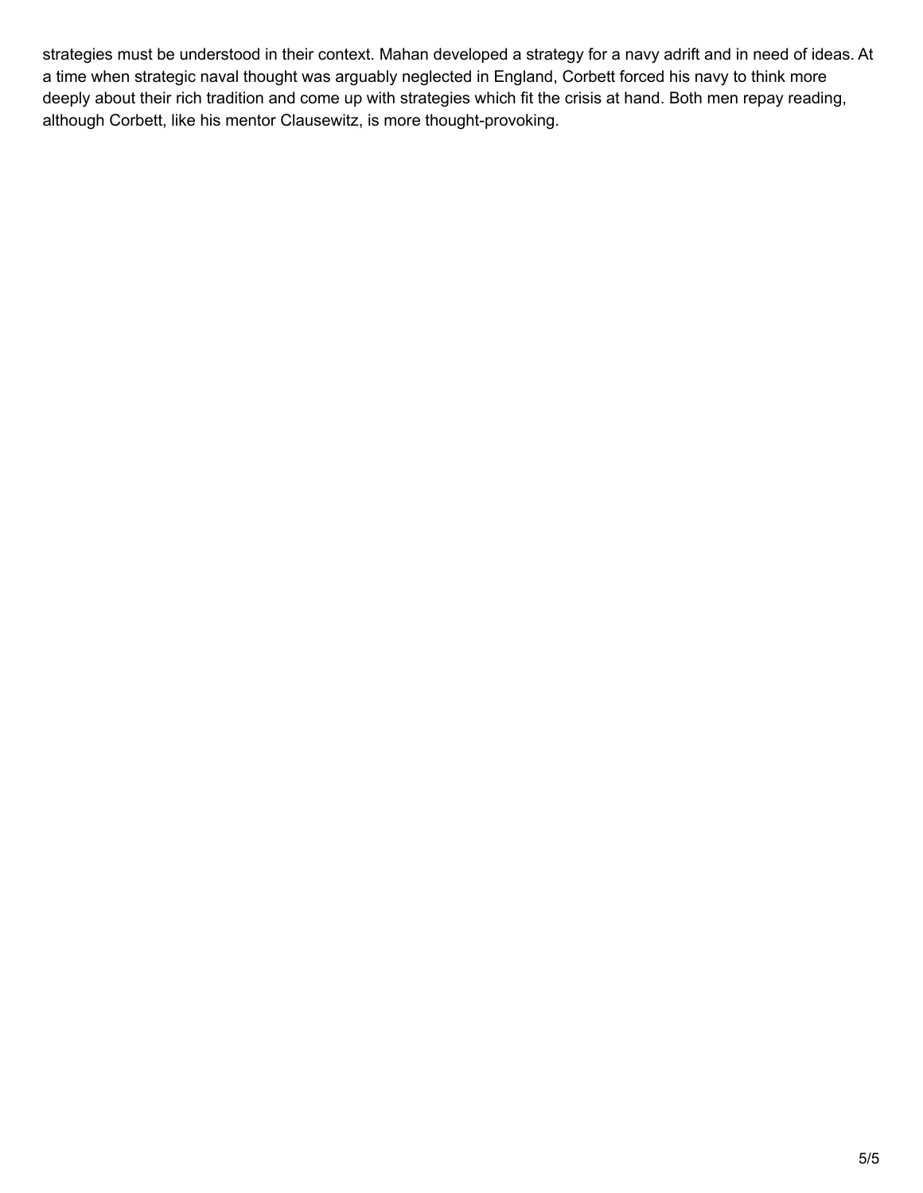strategies must be understood in their context. Mahan developed a strategy for a navy adrift and in need of ideas. At a time when strategic naval thought was arguably neglected in England, Corbett forced his navy to think more deeply about their rich tradition and come up with strategies which fit the crisis at hand. Both men repay reading, although Corbett, like his mentor Clausewitz, is more thought-provoking.